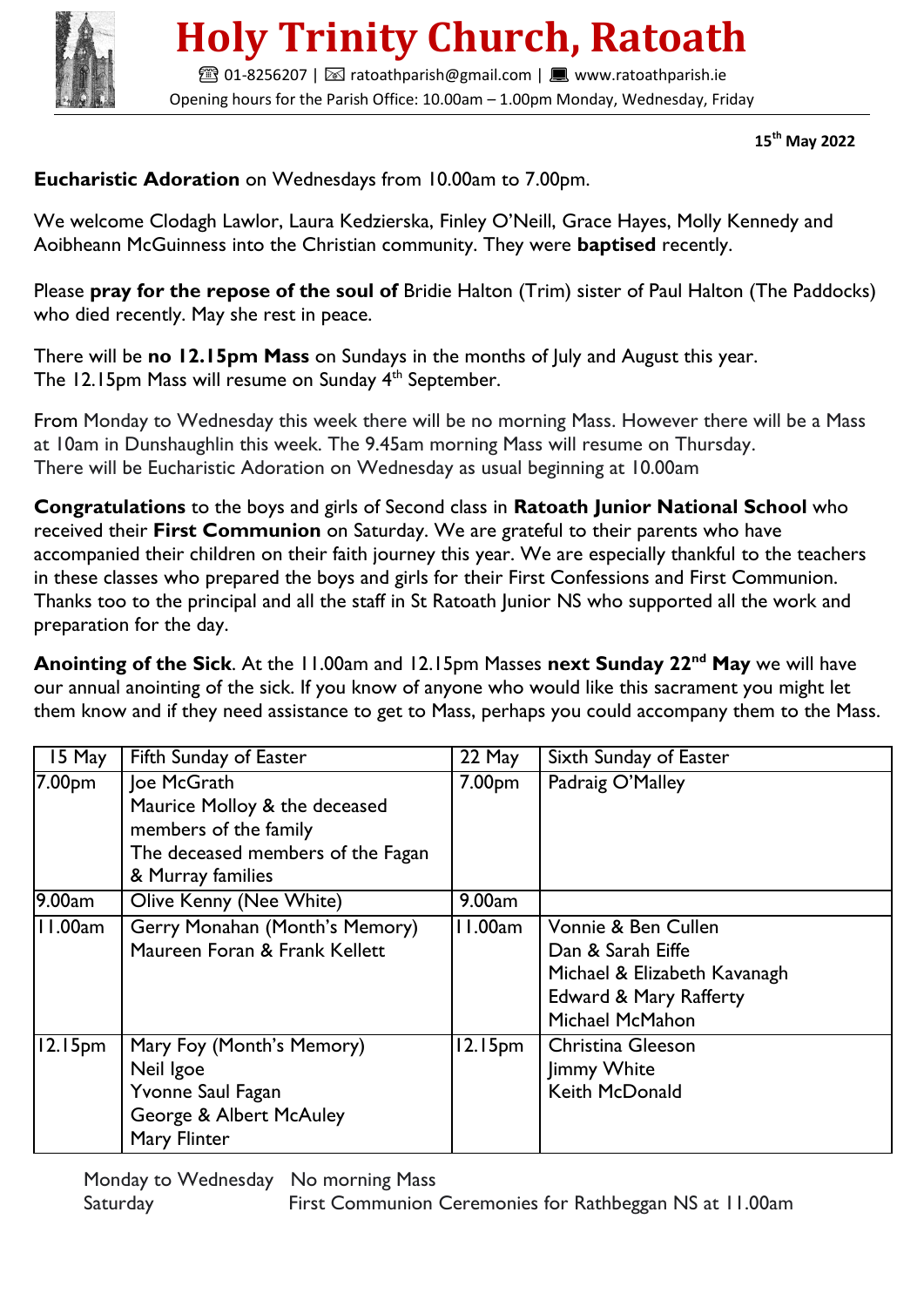# Holy Trinity Church, Ratoath

☎ 01-8256207 | ✉ ratoathparish@gmail.com | 💻 www.ratoathparish.ie
Opening hours for the Parish Office: 10.00am – 1.00pm Monday, Wednesday, Friday

**15th May 2022**

**Eucharistic Adoration** on Wednesdays from 10.00am to 7.00pm.

We welcome Clodagh Lawlor, Laura Kedzierska, Finley O'Neill, Grace Hayes, Molly Kennedy and Aoibheann McGuinness into the Christian community. They were **baptised** recently.

Please **pray for the repose of the soul of** Bridie Halton (Trim) sister of Paul Halton (The Paddocks) who died recently. May she rest in peace.

There will be **no 12.15pm Mass** on Sundays in the months of July and August this year.
The 12.15pm Mass will resume on Sunday 4th September.

From Monday to Wednesday this week there will be no morning Mass. However there will be a Mass at 10am in Dunshaughlin this week. The 9.45am morning Mass will resume on Thursday.
There will be Eucharistic Adoration on Wednesday as usual beginning at 10.00am

**Congratulations** to the boys and girls of Second class in **Ratoath Junior National School** who received their **First Communion** on Saturday. We are grateful to their parents who have accompanied their children on their faith journey this year. We are especially thankful to the teachers in these classes who prepared the boys and girls for their First Confessions and First Communion. Thanks too to the principal and all the staff in St Ratoath Junior NS who supported all the work and preparation for the day.

**Anointing of the Sick**. At the 11.00am and 12.15pm Masses **next Sunday 22nd May** we will have our annual anointing of the sick. If you know of anyone who would like this sacrament you might let them know and if they need assistance to get to Mass, perhaps you could accompany them to the Mass.

| 15 May | Fifth Sunday of Easter | 22 May | Sixth Sunday of Easter |
|---|---|---|---|
| 7.00pm | Joe McGrath<br>Maurice Molloy & the deceased members of the family<br>The deceased members of the Fagan & Murray families | 7.00pm | Padraig O'Malley |
| 9.00am | Olive Kenny (Nee White) | 9.00am | |
| 11.00am | Gerry Monahan (Month's Memory)<br>Maureen Foran & Frank Kellett | 11.00am | Vonnie & Ben Cullen<br>Dan & Sarah Eiffe<br>Michael & Elizabeth Kavanagh<br>Edward & Mary Rafferty<br>Michael McMahon |
| 12.15pm | Mary Foy (Month's Memory)<br>Neil Igoe<br>Yvonne Saul Fagan<br>George & Albert McAuley<br>Mary Flinter | 12.15pm | Christina Gleeson<br>Jimmy White<br>Keith McDonald |

Monday to Wednesday No morning Mass
Saturday First Communion Ceremonies for Rathbeggan NS at 11.00am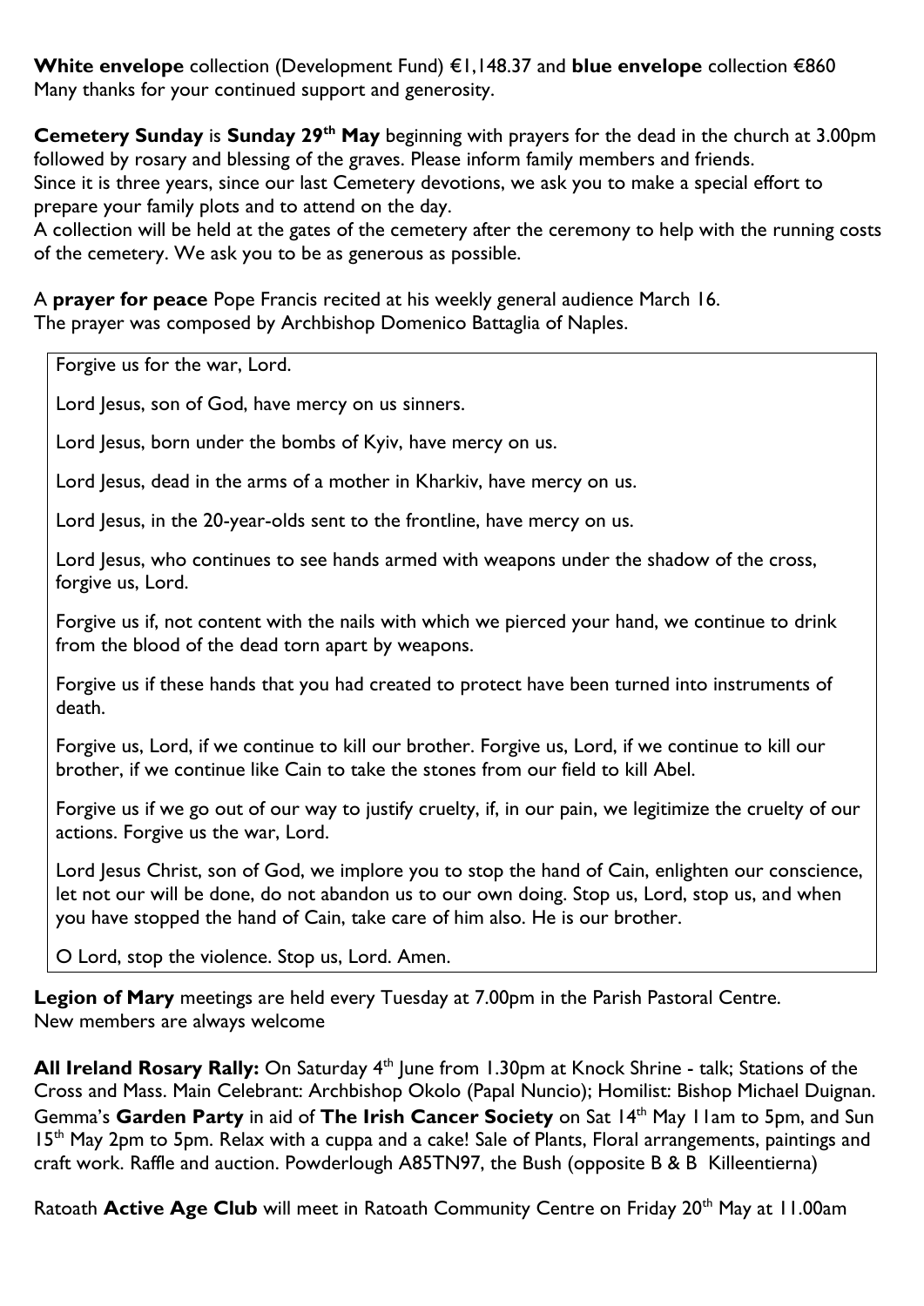**White envelope** collection (Development Fund) €1,148.37 and **blue envelope** collection €860
Many thanks for your continued support and generosity.

**Cemetery Sunday** is **Sunday 29th May** beginning with prayers for the dead in the church at 3.00pm followed by rosary and blessing of the graves. Please inform family members and friends.
Since it is three years, since our last Cemetery devotions, we ask you to make a special effort to prepare your family plots and to attend on the day.
A collection will be held at the gates of the cemetery after the ceremony to help with the running costs of the cemetery. We ask you to be as generous as possible.

A **prayer for peace** Pope Francis recited at his weekly general audience March 16.
The prayer was composed by Archbishop Domenico Battaglia of Naples.

Forgive us for the war, Lord.

Lord Jesus, son of God, have mercy on us sinners.

Lord Jesus, born under the bombs of Kyiv, have mercy on us.

Lord Jesus, dead in the arms of a mother in Kharkiv, have mercy on us.

Lord Jesus, in the 20-year-olds sent to the frontline, have mercy on us.

Lord Jesus, who continues to see hands armed with weapons under the shadow of the cross, forgive us, Lord.

Forgive us if, not content with the nails with which we pierced your hand, we continue to drink from the blood of the dead torn apart by weapons.

Forgive us if these hands that you had created to protect have been turned into instruments of death.

Forgive us, Lord, if we continue to kill our brother. Forgive us, Lord, if we continue to kill our brother, if we continue like Cain to take the stones from our field to kill Abel.

Forgive us if we go out of our way to justify cruelty, if, in our pain, we legitimize the cruelty of our actions. Forgive us the war, Lord.

Lord Jesus Christ, son of God, we implore you to stop the hand of Cain, enlighten our conscience, let not our will be done, do not abandon us to our own doing. Stop us, Lord, stop us, and when you have stopped the hand of Cain, take care of him also. He is our brother.

O Lord, stop the violence. Stop us, Lord. Amen.

**Legion of Mary** meetings are held every Tuesday at 7.00pm in the Parish Pastoral Centre.
New members are always welcome

**All Ireland Rosary Rally:** On Saturday 4th June from 1.30pm at Knock Shrine - talk; Stations of the Cross and Mass. Main Celebrant: Archbishop Okolo (Papal Nuncio); Homilist: Bishop Michael Duignan.
Gemma's **Garden Party** in aid of **The Irish Cancer Society** on Sat 14th May 11am to 5pm, and Sun 15th May 2pm to 5pm. Relax with a cuppa and a cake! Sale of Plants, Floral arrangements, paintings and craft work. Raffle and auction. Powderlough A85TN97, the Bush (opposite B & B Killeentierna)

Ratoath **Active Age Club** will meet in Ratoath Community Centre on Friday 20th May at 11.00am